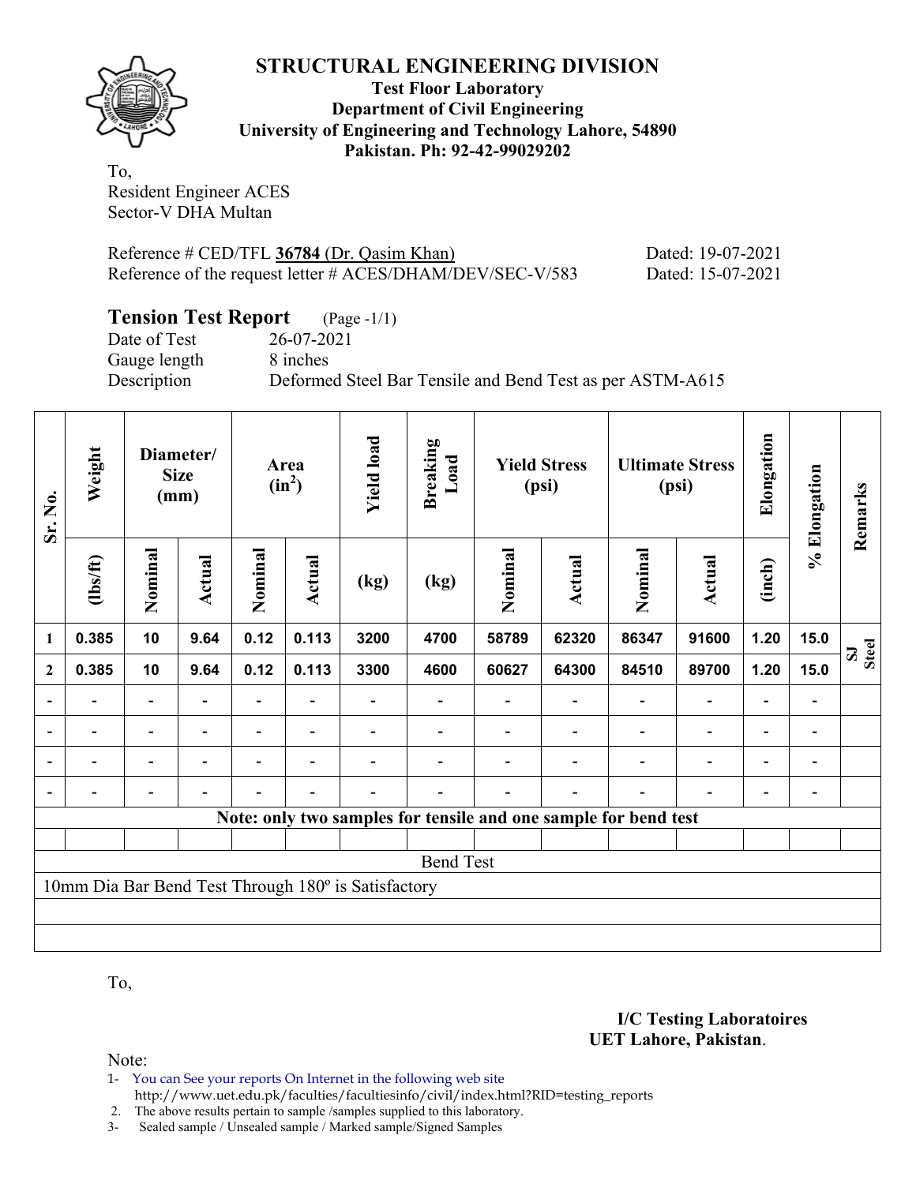# STRUCTURAL ENGINEERING DIVISION

**Test Floor Laboratory**
**Department of Civil Engineering**
**University of Engineering and Technology Lahore, 54890**
**Pakistan. Ph: 92-42-99029202**

To,
Resident Engineer ACES
Sector-V DHA Multan

Reference # CED/TFL **36784** (Dr. Qasim Khan) Dated: 19-07-2021
Reference of the request letter # ACES/DHAM/DEV/SEC-V/583 Dated: 15-07-2021

## Tension Test Report (Page -1/1)

Date of Test 26-07-2021
Gauge length 8 inches
Description Deformed Steel Bar Tensile and Bend Test as per ASTM-A615

| Sr. No. | Weight | Diameter/ Size (mm) | | Area ($in^2$) | | Yield load | Breaking Load | Yield Stress (psi) | | Ultimate Stress (psi) | | Elongation | % Elongation | Remarks |
|---|---|---|---|---|---|---|---|---|---|---|---|---|---|---|
| | (lbs/ft) | Nominal | Actual | Nominal | Actual | (kg) | (kg) | Nominal | Actual | Nominal | Actual | (inch) | | |
| 1 | 0.385 | 10 | 9.64 | 0.12 | 0.113 | 3200 | 4700 | 58789 | 62320 | 86347 | 91600 | 1.20 | 15.0 | SJ Steel |
| 2 | 0.385 | 10 | 9.64 | 0.12 | 0.113 | 3300 | 4600 | 60627 | 64300 | 84510 | 89700 | 1.20 | 15.0 | |
| - | - | - | - | - | - | - | - | - | - | - | - | - | - | |
| - | - | - | - | - | - | - | - | - | - | - | - | - | - | |
| - | - | - | - | - | - | - | - | - | - | - | - | - | - | |
| - | - | - | - | - | - | - | - | - | - | - | - | - | - | |

**Note: only two samples for tensile and one sample for bend test**

Bend Test

10mm Dia Bar Bend Test Through 180º is Satisfactory

To,

**I/C Testing Laboratoires**
**UET Lahore, Pakistan**.

Note:
1- You can See your reports On Internet in the following web site
http://www.uet.edu.pk/faculties/facultiesinfo/civil/index.html?RID=testing_reports
2. The above results pertain to sample /samples supplied to this laboratory.
3- Sealed sample / Unsealed sample / Marked sample/Signed Samples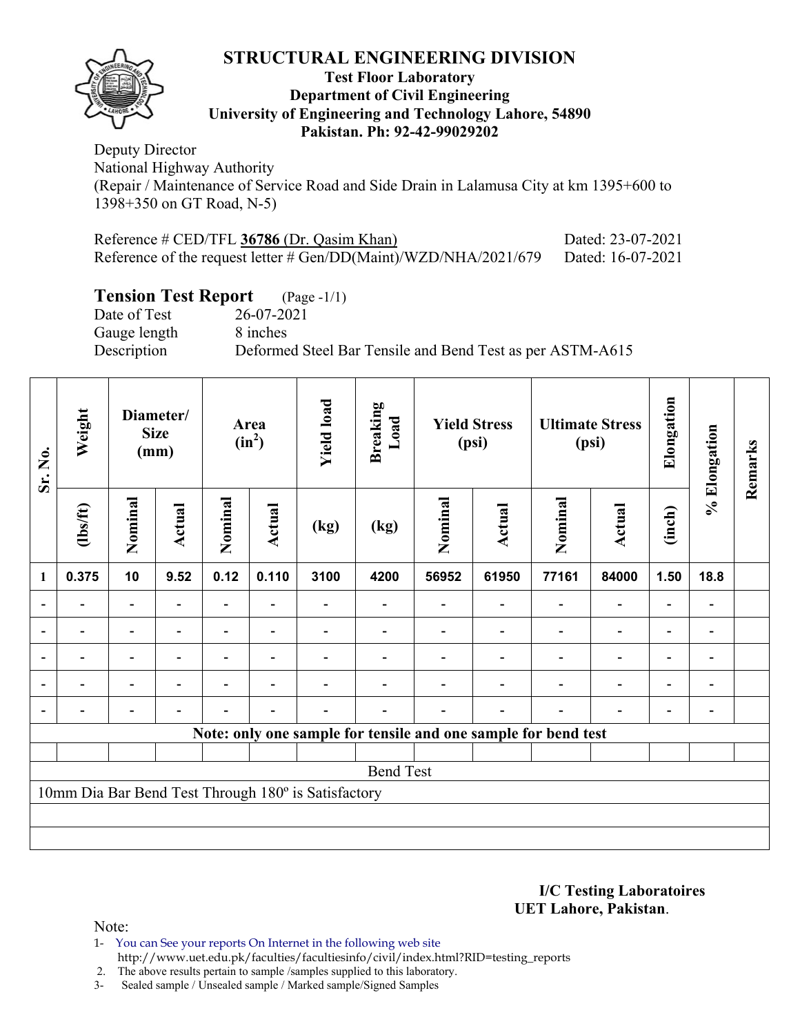# STRUCTURAL ENGINEERING DIVISION

**Test Floor Laboratory**
**Department of Civil Engineering**
**University of Engineering and Technology Lahore, 54890**
**Pakistan. Ph: 92-42-99029202**

Deputy Director
National Highway Authority
(Repair / Maintenance of Service Road and Side Drain in Lalamusa City at km 1395+600 to 1398+350 on GT Road, N-5)

Reference # CED/TFL **36786** (Dr. Qasim Khan) Dated: 23-07-2021
Reference of the request letter # Gen/DD(Maint)/WZD/NHA/2021/679 Dated: 16-07-2021

## Tension Test Report (Page -1/1)

Date of Test 26-07-2021
Gauge length 8 inches
Description Deformed Steel Bar Tensile and Bend Test as per ASTM-A615

| Sr. No. | Weight | Diameter/ Size (mm) | | Area ($in^2$) | | Yield load | Breaking Load | Yield Stress (psi) | | Ultimate Stress (psi) | | Elongation | % Elongation | Remarks |
|---|---|---|---|---|---|---|---|---|---|---|---|---|---|---|
| | (lbs/ft) | Nominal | Actual | Nominal | Actual | (kg) | (kg) | Nominal | Actual | Nominal | Actual | (inch) | | |
| 1 | 0.375 | 10 | 9.52 | 0.12 | 0.110 | 3100 | 4200 | 56952 | 61950 | 77161 | 84000 | 1.50 | 18.8 | |
| - | - | - | - | - | - | - | - | - | - | - | - | - | - | |
| - | - | - | - | - | - | - | - | - | - | - | - | - | - | |
| - | - | - | - | - | - | - | - | - | - | - | - | - | - | |
| - | - | - | - | - | - | - | - | - | - | - | - | - | - | |
| - | - | - | - | - | - | - | - | - | - | - | - | - | - | |
| Note: only one sample for tensile and one sample for bend test | | | | | | | | | | | | | | |
| Bend Test | | | | | | | | | | | | | | |
| 10mm Dia Bar Bend Test Through 180º is Satisfactory | | | | | | | | | | | | | | |

**I/C Testing Laboratoires**
**UET Lahore, Pakistan**.

Note:
1- You can See your reports On Internet in the following web site http://www.uet.edu.pk/faculties/facultiesinfo/civil/index.html?RID=testing_reports
2. The above results pertain to sample /samples supplied to this laboratory.
3- Sealed sample / Unsealed sample / Marked sample/Signed Samples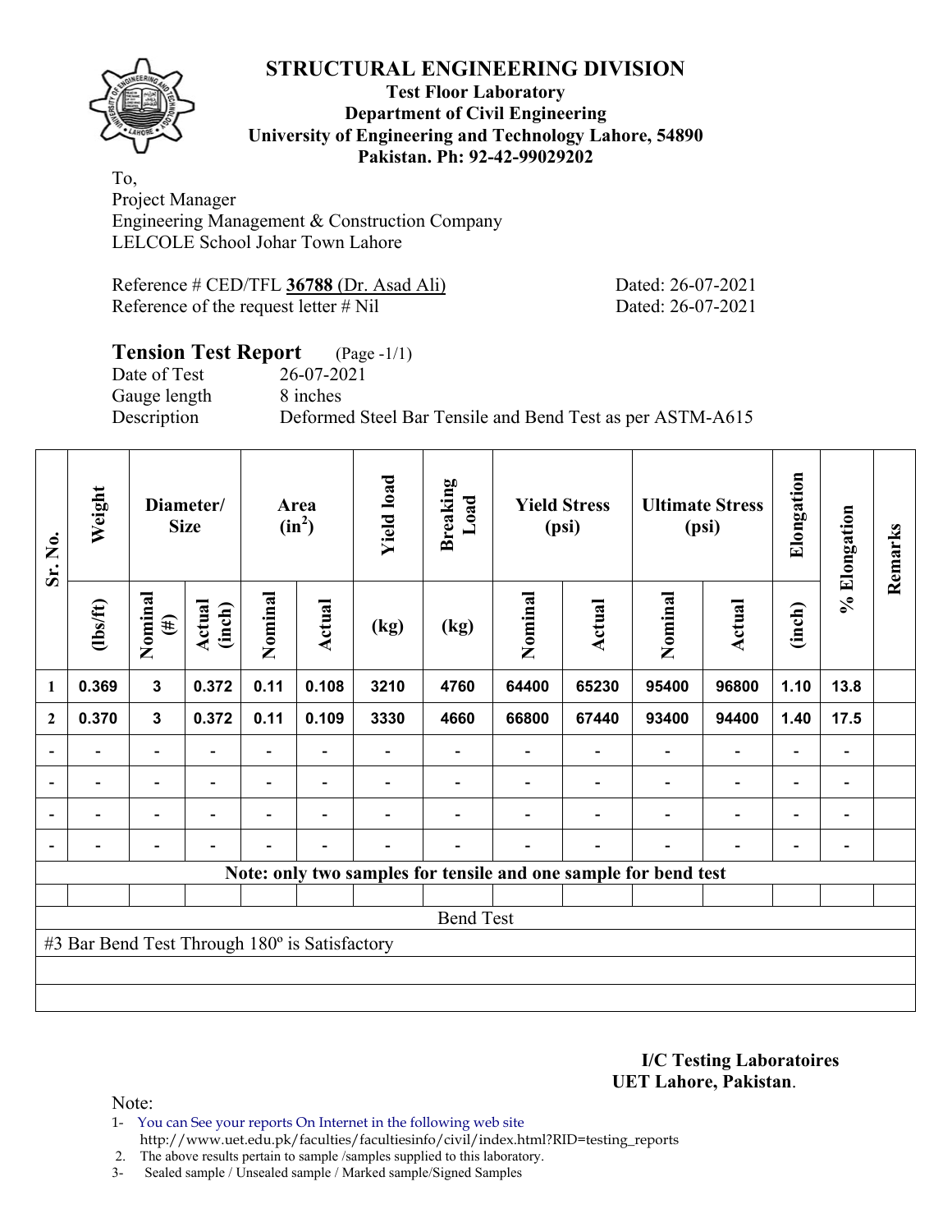# STRUCTURAL ENGINEERING DIVISION

**Test Floor Laboratory**
**Department of Civil Engineering**
**University of Engineering and Technology Lahore, 54890**
**Pakistan. Ph: 92-42-99029202**

To,
Project Manager
Engineering Management & Construction Company
LELCOLE School Johar Town Lahore

Reference # CED/TFL **36788** (Dr. Asad Ali) Dated: 26-07-2021
Reference of the request letter # Nil Dated: 26-07-2021

## Tension Test Report (Page -1/1)

Date of Test 26-07-2021
Gauge length 8 inches
Description Deformed Steel Bar Tensile and Bend Test as per ASTM-A615

| Sr. No. | Weight | Diameter/ Size | | Area ($in^2$) | | Yield load | Breaking Load | Yield Stress (psi) | | Ultimate Stress (psi) | | Elongation | % Elongation | Remarks |
|---|---|---|---|---|---|---|---|---|---|---|---|---|---|---|
| | (lbs/ft) | Nominal (#) | Actual (inch) | Nominal | Actual | (kg) | (kg) | Nominal | Actual | Nominal | Actual | (inch) | | |
| 1 | 0.369 | 3 | 0.372 | 0.11 | 0.108 | 3210 | 4760 | 64400 | 65230 | 95400 | 96800 | 1.10 | 13.8 | |
| 2 | 0.370 | 3 | 0.372 | 0.11 | 0.109 | 3330 | 4660 | 66800 | 67440 | 93400 | 94400 | 1.40 | 17.5 | |
| - | - | - | - | - | - | - | - | - | - | - | - | - | - | |
| - | - | - | - | - | - | - | - | - | - | - | - | - | - | |
| - | - | - | - | - | - | - | - | - | - | - | - | - | - | |
| - | - | - | - | - | - | - | - | - | - | - | - | - | - | |
| Note: only two samples for tensile and one sample for bend test | | | | | | | | | | | | | | |
| | | | | | | | | | | | | | | |
| Bend Test | | | | | | | | | | | | | | |
| #3 Bar Bend Test Through 180º is Satisfactory | | | | | | | | | | | | | | |

**I/C Testing Laboratoires**
**UET Lahore, Pakistan**.

Note:
1- You can See your reports On Internet in the following web site
http://www.uet.edu.pk/faculties/facultiesinfo/civil/index.html?RID=testing_reports
2. The above results pertain to sample /samples supplied to this laboratory.
3- Sealed sample / Unsealed sample / Marked sample/Signed Samples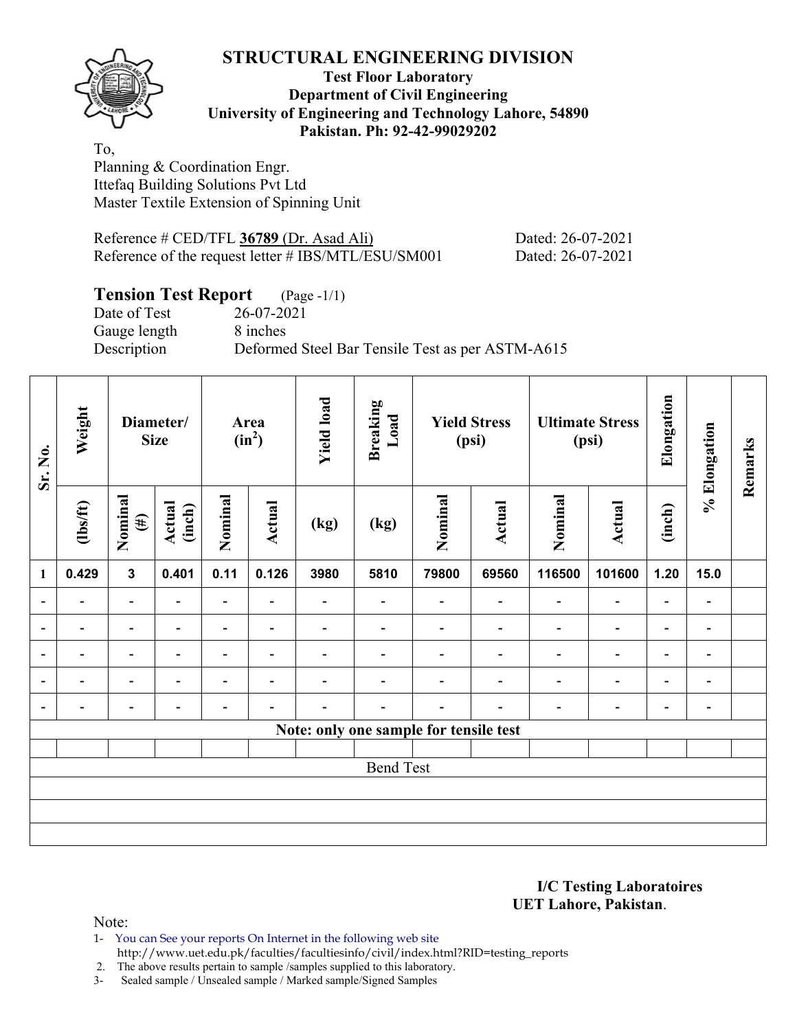# STRUCTURAL ENGINEERING DIVISION

**Test Floor Laboratory**
**Department of Civil Engineering**
**University of Engineering and Technology Lahore, 54890**
**Pakistan. Ph: 92-42-99029202**

To,
Planning & Coordination Engr.
Ittefaq Building Solutions Pvt Ltd
Master Textile Extension of Spinning Unit

Reference # CED/TFL **36789** (Dr. Asad Ali) Dated: 26-07-2021
Reference of the request letter # IBS/MTL/ESU/SM001 Dated: 26-07-2021

## Tension Test Report (Page -1/1)

Date of Test 26-07-2021
Gauge length 8 inches
Description Deformed Steel Bar Tensile Test as per ASTM-A615

| Sr. No. | Weight | Diameter/ Size | | Area ($in^2$) | | Yield load | Breaking Load | Yield Stress (psi) | | Ultimate Stress (psi) | | Elongation | % Elongation | Remarks |
|---|---|---|---|---|---|---|---|---|---|---|---|---|---|---|
| | (lbs/ft) | Nominal (#) | Actual (inch) | Nominal | Actual | (kg) | (kg) | Nominal | Actual | Nominal | Actual | (inch) | | |
| 1 | 0.429 | 3 | 0.401 | 0.11 | 0.126 | 3980 | 5810 | 79800 | 69560 | 116500 | 101600 | 1.20 | 15.0 | |
| - | - | - | - | - | - | - | - | - | - | - | - | - | - | |
| - | - | - | - | - | - | - | - | - | - | - | - | - | - | |
| - | - | - | - | - | - | - | - | - | - | - | - | - | - | |
| - | - | - | - | - | - | - | - | - | - | - | - | - | - | |
| - | - | - | - | - | - | - | - | - | - | - | - | - | - | |

**Note: only one sample for tensile test**

Bend Test

**I/C Testing Laboratoires**
**UET Lahore, Pakistan**.

Note:

1- You can See your reports On Internet in the following web site
http://www.uet.edu.pk/faculties/facultiesinfo/civil/index.html?RID=testing_reports

2. The above results pertain to sample /samples supplied to this laboratory.

3- Sealed sample / Unsealed sample / Marked sample/Signed Samples